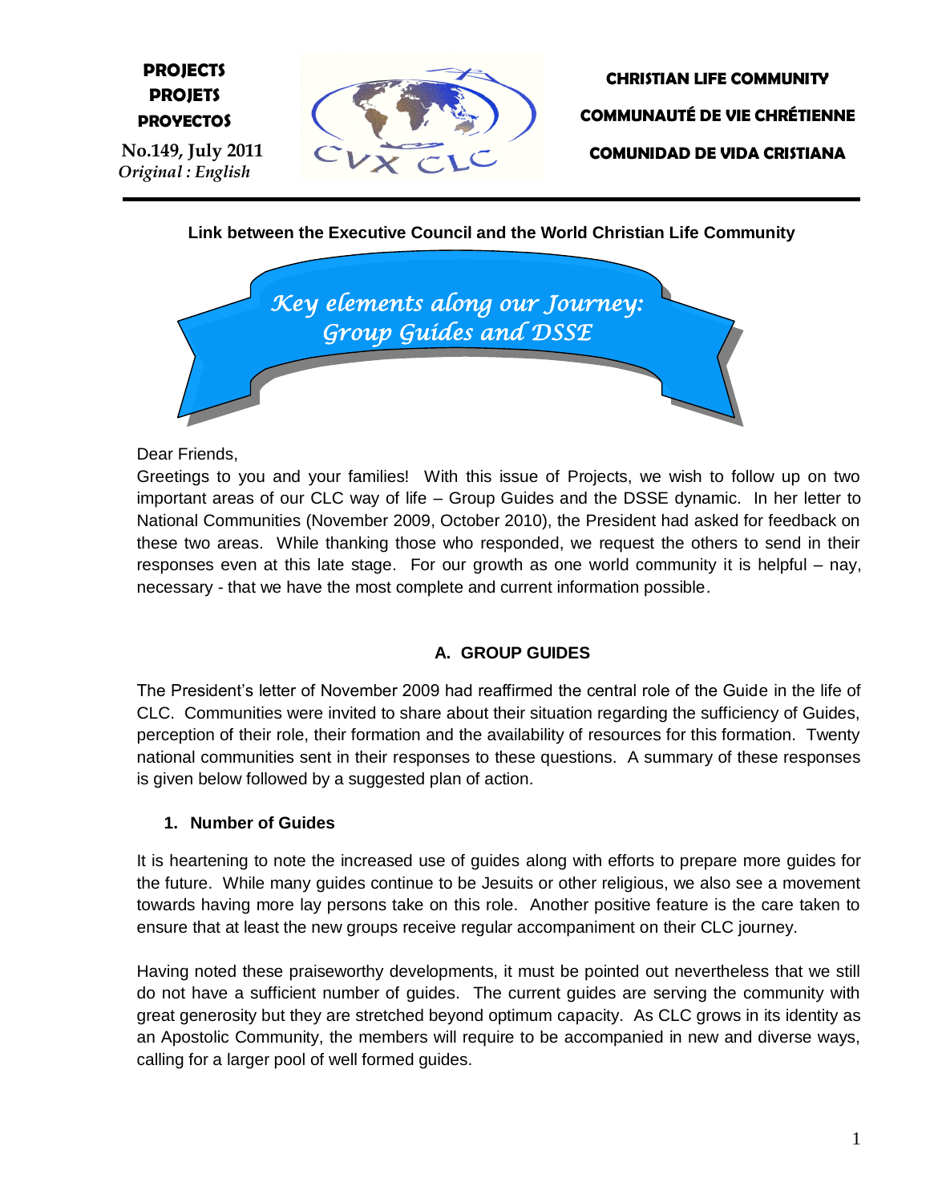**PROJECTS**
**PROJETS**
**PROYECTOS**

**No.149, July 2011**
*Original : English*

**CHRISTIAN LIFE COMMUNITY**

**COMMUNAUTÉ DE VIE CHRÉTIENNE**

**COMUNIDAD DE VIDA CRISTIANA**

**Link between the Executive Council and the World Christian Life Community**

# *Key elements along our Journey: Group Guides and DSSE*

Dear Friends,

Greetings to you and your families! With this issue of Projects, we wish to follow up on two important areas of our CLC way of life – Group Guides and the DSSE dynamic. In her letter to National Communities (November 2009, October 2010), the President had asked for feedback on these two areas. While thanking those who responded, we request the others to send in their responses even at this late stage. For our growth as one world community it is helpful – nay, necessary - that we have the most complete and current information possible.

## A. GROUP GUIDES

The President's letter of November 2009 had reaffirmed the central role of the Guide in the life of CLC. Communities were invited to share about their situation regarding the sufficiency of Guides, perception of their role, their formation and the availability of resources for this formation. Twenty national communities sent in their responses to these questions. A summary of these responses is given below followed by a suggested plan of action.

### 1. Number of Guides

It is heartening to note the increased use of guides along with efforts to prepare more guides for the future. While many guides continue to be Jesuits or other religious, we also see a movement towards having more lay persons take on this role. Another positive feature is the care taken to ensure that at least the new groups receive regular accompaniment on their CLC journey.

Having noted these praiseworthy developments, it must be pointed out nevertheless that we still do not have a sufficient number of guides. The current guides are serving the community with great generosity but they are stretched beyond optimum capacity. As CLC grows in its identity as an Apostolic Community, the members will require to be accompanied in new and diverse ways, calling for a larger pool of well formed guides.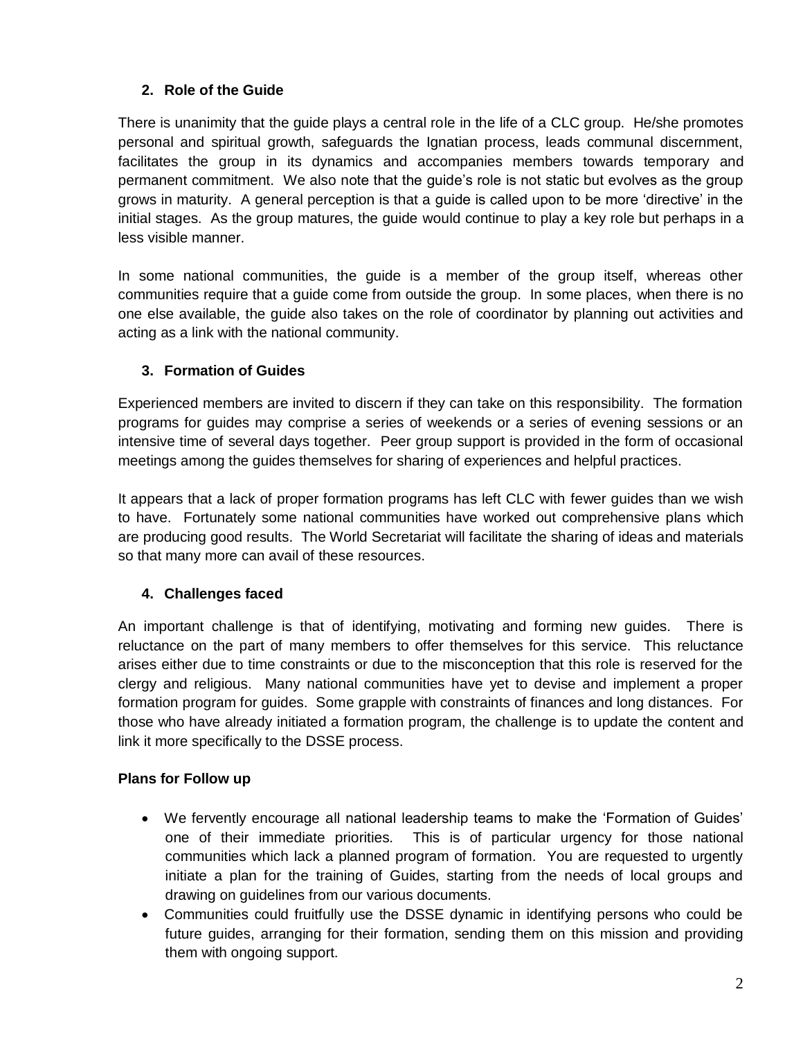## 2. Role of the Guide

There is unanimity that the guide plays a central role in the life of a CLC group. He/she promotes personal and spiritual growth, safeguards the Ignatian process, leads communal discernment, facilitates the group in its dynamics and accompanies members towards temporary and permanent commitment. We also note that the guide's role is not static but evolves as the group grows in maturity. A general perception is that a guide is called upon to be more 'directive' in the initial stages. As the group matures, the guide would continue to play a key role but perhaps in a less visible manner.

In some national communities, the guide is a member of the group itself, whereas other communities require that a guide come from outside the group. In some places, when there is no one else available, the guide also takes on the role of coordinator by planning out activities and acting as a link with the national community.

## 3. Formation of Guides

Experienced members are invited to discern if they can take on this responsibility. The formation programs for guides may comprise a series of weekends or a series of evening sessions or an intensive time of several days together. Peer group support is provided in the form of occasional meetings among the guides themselves for sharing of experiences and helpful practices.

It appears that a lack of proper formation programs has left CLC with fewer guides than we wish to have. Fortunately some national communities have worked out comprehensive plans which are producing good results. The World Secretariat will facilitate the sharing of ideas and materials so that many more can avail of these resources.

## 4. Challenges faced

An important challenge is that of identifying, motivating and forming new guides. There is reluctance on the part of many members to offer themselves for this service. This reluctance arises either due to time constraints or due to the misconception that this role is reserved for the clergy and religious. Many national communities have yet to devise and implement a proper formation program for guides. Some grapple with constraints of finances and long distances. For those who have already initiated a formation program, the challenge is to update the content and link it more specifically to the DSSE process.

**Plans for Follow up**

- We fervently encourage all national leadership teams to make the 'Formation of Guides' one of their immediate priorities. This is of particular urgency for those national communities which lack a planned program of formation. You are requested to urgently initiate a plan for the training of Guides, starting from the needs of local groups and drawing on guidelines from our various documents.
- Communities could fruitfully use the DSSE dynamic in identifying persons who could be future guides, arranging for their formation, sending them on this mission and providing them with ongoing support.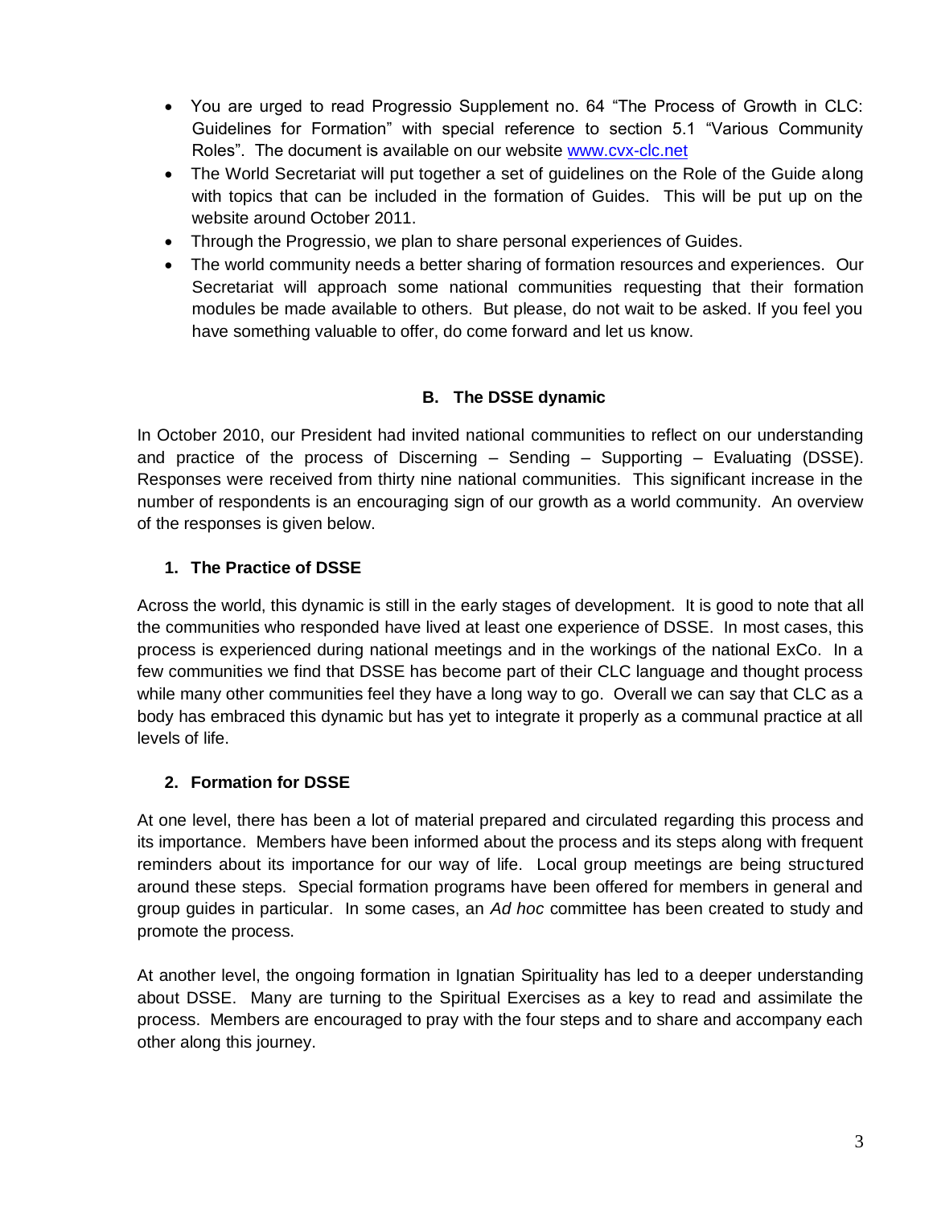- You are urged to read Progressio Supplement no. 64 "The Process of Growth in CLC: Guidelines for Formation" with special reference to section 5.1 "Various Community Roles". The document is available on our website [www.cvx-clc.net](http://www.cvx-clc.net)
- The World Secretariat will put together a set of guidelines on the Role of the Guide along with topics that can be included in the formation of Guides. This will be put up on the website around October 2011.
- Through the Progressio, we plan to share personal experiences of Guides.
- The world community needs a better sharing of formation resources and experiences. Our Secretariat will approach some national communities requesting that their formation modules be made available to others. But please, do not wait to be asked. If you feel you have something valuable to offer, do come forward and let us know.

## B. The DSSE dynamic

In October 2010, our President had invited national communities to reflect on our understanding and practice of the process of Discerning – Sending – Supporting – Evaluating (DSSE). Responses were received from thirty nine national communities. This significant increase in the number of respondents is an encouraging sign of our growth as a world community. An overview of the responses is given below.

### 1. The Practice of DSSE

Across the world, this dynamic is still in the early stages of development. It is good to note that all the communities who responded have lived at least one experience of DSSE. In most cases, this process is experienced during national meetings and in the workings of the national ExCo. In a few communities we find that DSSE has become part of their CLC language and thought process while many other communities feel they have a long way to go. Overall we can say that CLC as a body has embraced this dynamic but has yet to integrate it properly as a communal practice at all levels of life.

### 2. Formation for DSSE

At one level, there has been a lot of material prepared and circulated regarding this process and its importance. Members have been informed about the process and its steps along with frequent reminders about its importance for our way of life. Local group meetings are being structured around these steps. Special formation programs have been offered for members in general and group guides in particular. In some cases, an *Ad hoc* committee has been created to study and promote the process.

At another level, the ongoing formation in Ignatian Spirituality has led to a deeper understanding about DSSE. Many are turning to the Spiritual Exercises as a key to read and assimilate the process. Members are encouraged to pray with the four steps and to share and accompany each other along this journey.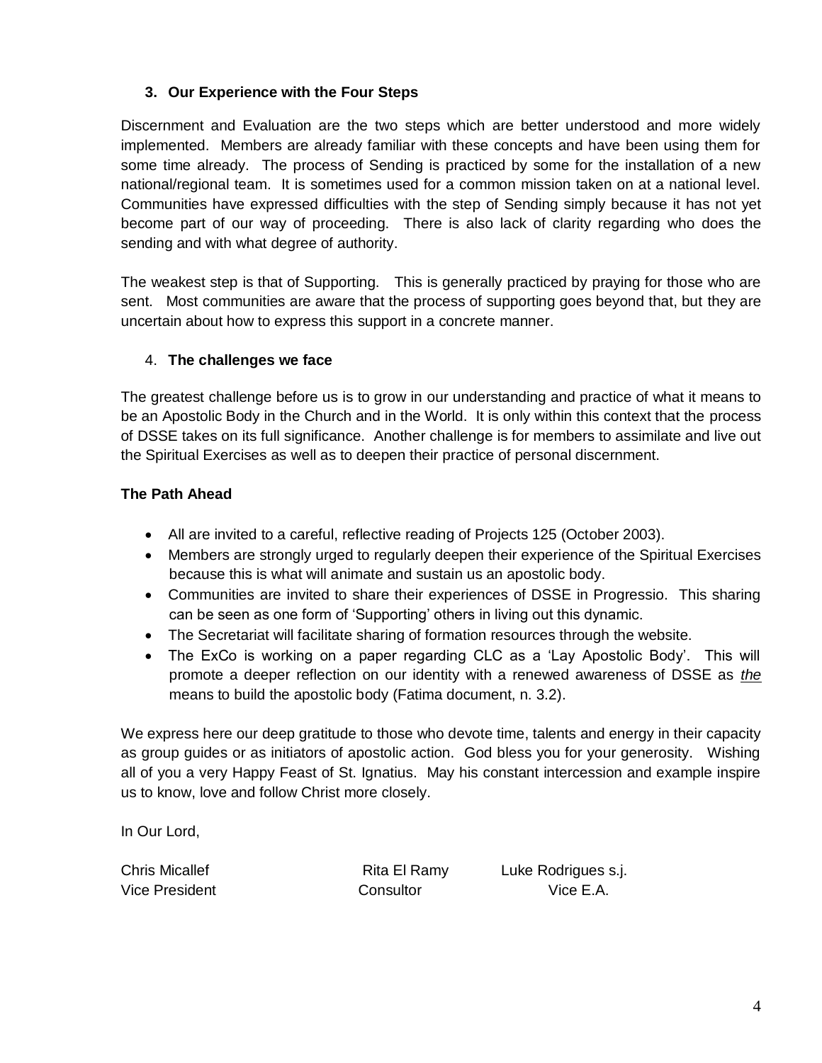### 3. Our Experience with the Four Steps

Discernment and Evaluation are the two steps which are better understood and more widely implemented. Members are already familiar with these concepts and have been using them for some time already. The process of Sending is practiced by some for the installation of a new national/regional team. It is sometimes used for a common mission taken on at a national level. Communities have expressed difficulties with the step of Sending simply because it has not yet become part of our way of proceeding. There is also lack of clarity regarding who does the sending and with what degree of authority.

The weakest step is that of Supporting. This is generally practiced by praying for those who are sent. Most communities are aware that the process of supporting goes beyond that, but they are uncertain about how to express this support in a concrete manner.

### 4. The challenges we face

The greatest challenge before us is to grow in our understanding and practice of what it means to be an Apostolic Body in the Church and in the World. It is only within this context that the process of DSSE takes on its full significance. Another challenge is for members to assimilate and live out the Spiritual Exercises as well as to deepen their practice of personal discernment.

**The Path Ahead**

- All are invited to a careful, reflective reading of Projects 125 (October 2003).
- Members are strongly urged to regularly deepen their experience of the Spiritual Exercises because this is what will animate and sustain us an apostolic body.
- Communities are invited to share their experiences of DSSE in Progressio. This sharing can be seen as one form of 'Supporting' others in living out this dynamic.
- The Secretariat will facilitate sharing of formation resources through the website.
- The ExCo is working on a paper regarding CLC as a 'Lay Apostolic Body'. This will promote a deeper reflection on our identity with a renewed awareness of DSSE as ***the*** means to build the apostolic body (Fatima document, n. 3.2).

We express here our deep gratitude to those who devote time, talents and energy in their capacity as group guides or as initiators of apostolic action. God bless you for your generosity. Wishing all of you a very Happy Feast of St. Ignatius. May his constant intercession and example inspire us to know, love and follow Christ more closely.

In Our Lord,

Chris Micallef
Vice President

Rita El Ramy
Consultor

Luke Rodrigues s.j.
Vice E.A.